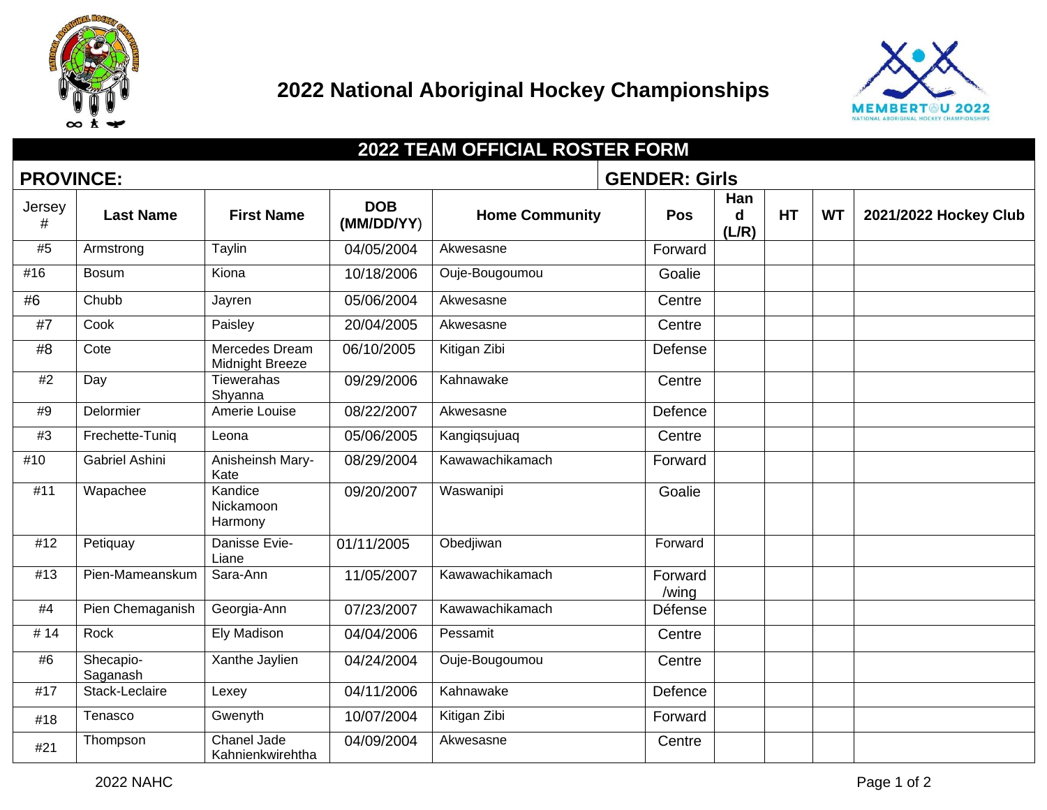# 2022 National Aboriginal Hockey Championships

## 2022 TEAM OFFICIAL ROSTER FORM

**PROVINCE:** **GENDER: Girls**

| Jersey # | Last Name | First Name | DOB (MM/DD/YY) | Home Community | Pos | Hand (L/R) | HT | WT | 2021/2022 Hockey Club |
|---|---|---|---|---|---|---|---|---|---|
| #5 | Armstrong | Taylin | 04/05/2004 | Akwesasne | Forward | | | | |
| #16 | Bosum | Kiona | 10/18/2006 | Ouje-Bougoumou | Goalie | | | | |
| #6 | Chubb | Jayren | 05/06/2004 | Akwesasne | Centre | | | | |
| #7 | Cook | Paisley | 20/04/2005 | Akwesasne | Centre | | | | |
| #8 | Cote | Mercedes Dream Midnight Breeze | 06/10/2005 | Kitigan Zibi | Defense | | | | |
| #2 | Day | Tiewerahas Shyanna | 09/29/2006 | Kahnawake | Centre | | | | |
| #9 | Delormier | Amerie Louise | 08/22/2007 | Akwesasne | Defence | | | | |
| #3 | Frechette-Tuniq | Leona | 05/06/2005 | Kangiqsujuaq | Centre | | | | |
| #10 | Gabriel Ashini | Anisheinsh Mary-Kate | 08/29/2004 | Kawawachikamach | Forward | | | | |
| #11 | Wapachee | Kandice Nickamoon Harmony | 09/20/2007 | Waswanipi | Goalie | | | | |
| #12 | Petiquay | Danisse Evie-Liane | 01/11/2005 | Obedjiwan | Forward | | | | |
| #13 | Pien-Mameanskum | Sara-Ann | 11/05/2007 | Kawawachikamach | Forward /wing | | | | |
| #4 | Pien Chemaganish | Georgia-Ann | 07/23/2007 | Kawawachikamach | Défense | | | | |
| # 14 | Rock | Ely Madison | 04/04/2006 | Pessamit | Centre | | | | |
| #6 | Shecapio-Saganash | Xanthe Jaylien | 04/24/2004 | Ouje-Bougoumou | Centre | | | | |
| #17 | Stack-Leclaire | Lexey | 04/11/2006 | Kahnawake | Defence | | | | |
| #18 | Tenasco | Gwenyth | 10/07/2004 | Kitigan Zibi | Forward | | | | |
| #21 | Thompson | Chanel Jade Kahnienkwirehtha | 04/09/2004 | Akwesasne | Centre | | | | |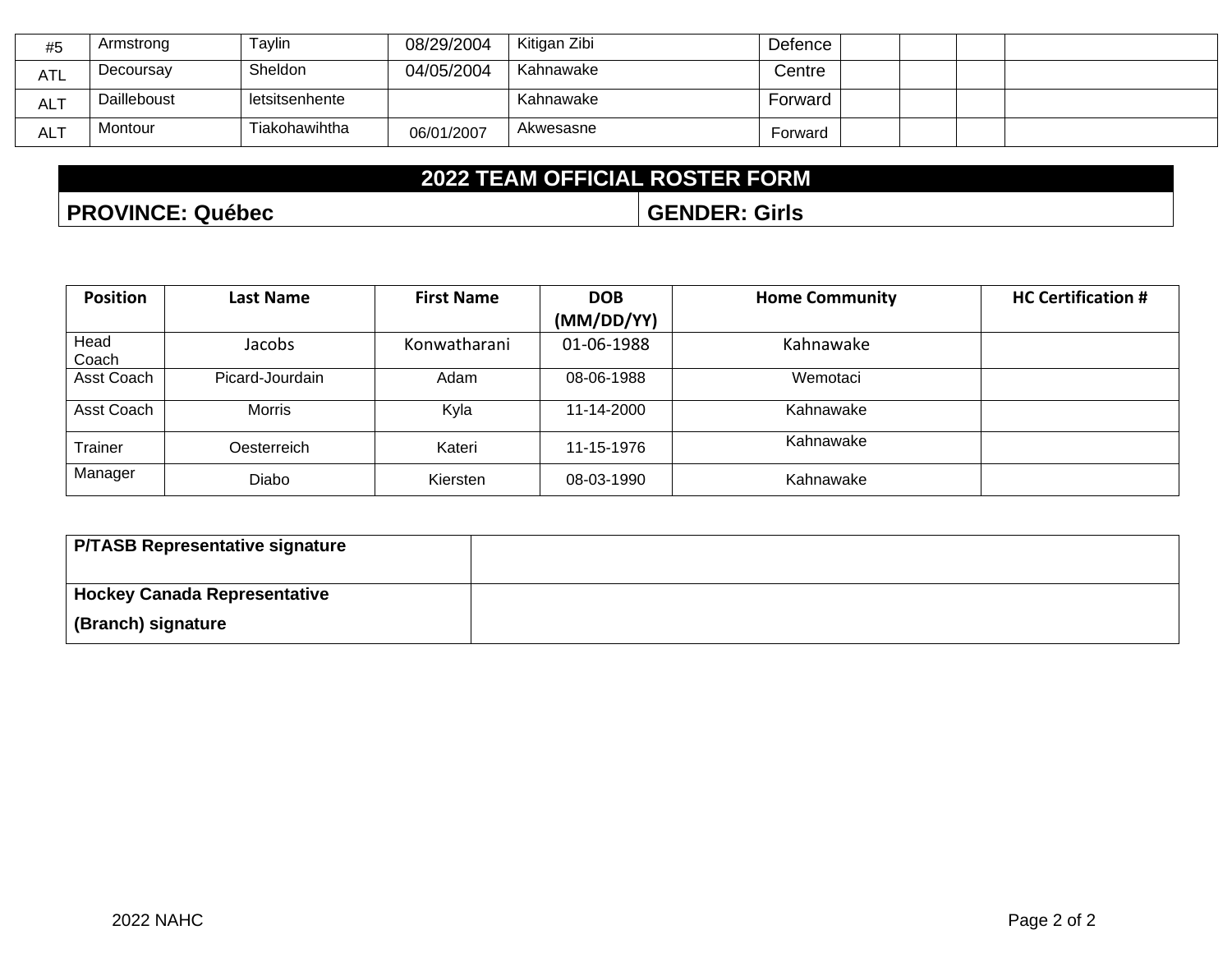| | | | | | | | | | |
|---|---|---|---|---|---|---|---|---|---|
| #5 | Armstrong | Taylin | 08/29/2004 | Kitigan Zibi | Defence | | | | |
| ATL | Decoursay | Sheldon | 04/05/2004 | Kahnawake | Centre | | | | |
| ALT | Dailleboust | letsitsenhente | | Kahnawake | Forward | | | | |
| ALT | Montour | Tiakohawihtha | 06/01/2007 | Akwesasne | Forward | | | | |

## 2022 TEAM OFFICIAL ROSTER FORM

| PROVINCE: Québec | GENDER: Girls |
|---|---|

| Position | Last Name | First Name | DOB (MM/DD/YY) | Home Community | HC Certification # |
|---|---|---|---|---|---|
| Head Coach | Jacobs | Konwatharani | 01-06-1988 | Kahnawake | |
| Asst Coach | Picard-Jourdain | Adam | 08-06-1988 | Wemotaci | |
| Asst Coach | Morris | Kyla | 11-14-2000 | Kahnawake | |
| Trainer | Oesterreich | Kateri | 11-15-1976 | Kahnawake | |
| Manager | Diabo | Kiersten | 08-03-1990 | Kahnawake | |

| | |
|---|---|
| **P/TASB Representative signature** | |
| **Hockey Canada Representative (Branch) signature** | |